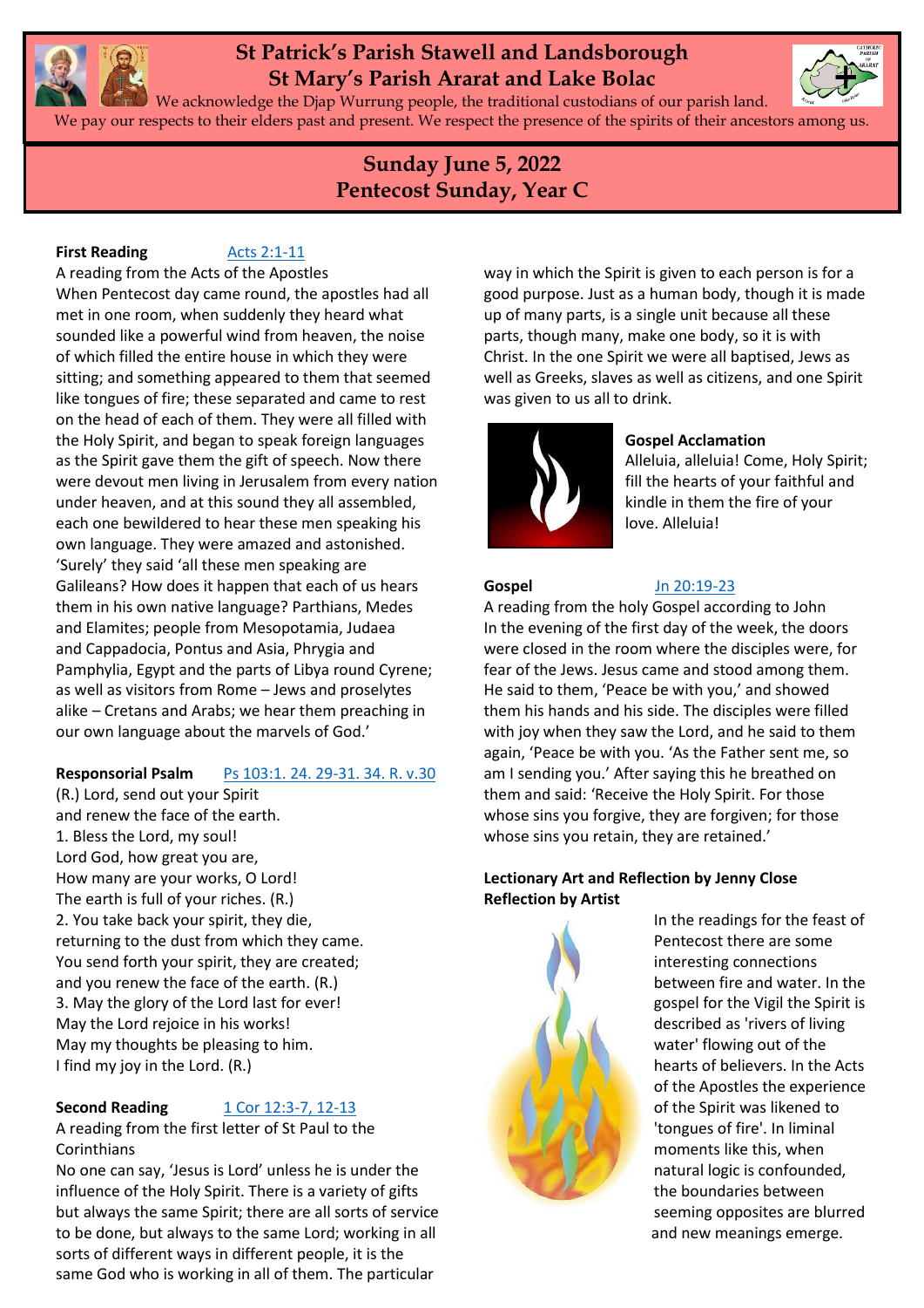# St Patrick's Parish Stawell and Landsborough
# St Mary's Parish Ararat and Lake Bolac

We acknowledge the Djap Wurrung people, the traditional custodians of our parish land. We pay our respects to their elders past and present. We respect the presence of the spirits of their ancestors among us.

## Sunday June 5, 2022
## Pentecost Sunday, Year C

**First Reading** Acts 2:1-11

A reading from the Acts of the Apostles

When Pentecost day came round, the apostles had all met in one room, when suddenly they heard what sounded like a powerful wind from heaven, the noise of which filled the entire house in which they were sitting; and something appeared to them that seemed like tongues of fire; these separated and came to rest on the head of each of them. They were all filled with the Holy Spirit, and began to speak foreign languages as the Spirit gave them the gift of speech. Now there were devout men living in Jerusalem from every nation under heaven, and at this sound they all assembled, each one bewildered to hear these men speaking his own language. They were amazed and astonished. 'Surely' they said 'all these men speaking are Galileans? How does it happen that each of us hears them in his own native language? Parthians, Medes and Elamites; people from Mesopotamia, Judaea and Cappadocia, Pontus and Asia, Phrygia and Pamphylia, Egypt and the parts of Libya round Cyrene; as well as visitors from Rome – Jews and proselytes alike – Cretans and Arabs; we hear them preaching in our own language about the marvels of God.'

**Responsorial Psalm** Ps 103:1. 24. 29-31. 34. R. v.30

(R.) Lord, send out your Spirit
and renew the face of the earth.
1. Bless the Lord, my soul!
Lord God, how great you are,
How many are your works, O Lord!
The earth is full of your riches. (R.)
2. You take back your spirit, they die,
returning to the dust from which they came.
You send forth your spirit, they are created;
and you renew the face of the earth. (R.)
3. May the glory of the Lord last for ever!
May the Lord rejoice in his works!
May my thoughts be pleasing to him.
I find my joy in the Lord. (R.)

**Second Reading** 1 Cor 12:3-7, 12-13

A reading from the first letter of St Paul to the Corinthians

No one can say, 'Jesus is Lord' unless he is under the influence of the Holy Spirit. There is a variety of gifts but always the same Spirit; there are all sorts of service to be done, but always to the same Lord; working in all sorts of different ways in different people, it is the same God who is working in all of them. The particular way in which the Spirit is given to each person is for a good purpose. Just as a human body, though it is made up of many parts, is a single unit because all these parts, though many, make one body, so it is with Christ. In the one Spirit we were all baptised, Jews as well as Greeks, slaves as well as citizens, and one Spirit was given to us all to drink.

**Gospel Acclamation**

Alleluia, alleluia! Come, Holy Spirit; fill the hearts of your faithful and kindle in them the fire of your love. Alleluia!

**Gospel** Jn 20:19-23

A reading from the holy Gospel according to John

In the evening of the first day of the week, the doors were closed in the room where the disciples were, for fear of the Jews. Jesus came and stood among them. He said to them, 'Peace be with you,' and showed them his hands and his side. The disciples were filled with joy when they saw the Lord, and he said to them again, 'Peace be with you. 'As the Father sent me, so am I sending you.' After saying this he breathed on them and said: 'Receive the Holy Spirit. For those whose sins you forgive, they are forgiven; for those whose sins you retain, they are retained.'

**Lectionary Art and Reflection by Jenny Close**
**Reflection by Artist**

In the readings for the feast of Pentecost there are some interesting connections between fire and water. In the gospel for the Vigil the Spirit is described as 'rivers of living water' flowing out of the hearts of believers. In the Acts of the Apostles the experience of the Spirit was likened to 'tongues of fire'. In liminal moments like this, when natural logic is confounded, the boundaries between seeming opposites are blurred and new meanings emerge.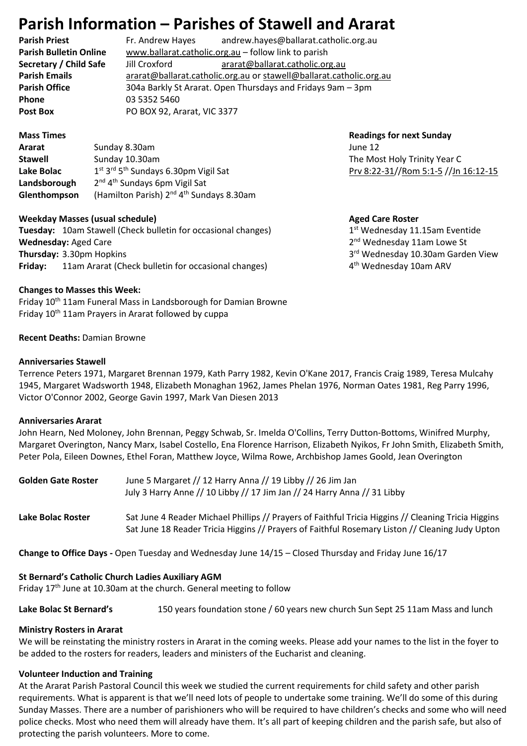# Parish Information – Parishes of Stawell and Ararat

| | | |
|---|---|---|
| **Parish Priest** | Fr. Andrew Hayes | andrew.hayes@ballarat.catholic.org.au |
| **Parish Bulletin Online** | www.ballarat.catholic.org.au – follow link to parish | |
| **Secretary / Child Safe** | Jill Croxford | ararat@ballarat.catholic.org.au |
| **Parish Emails** | ararat@ballarat.catholic.org.au or stawell@ballarat.catholic.org.au | |
| **Parish Office** | 304a Barkly St Ararat. Open Thursdays and Fridays 9am – 3pm | |
| **Phone** | 03 5352 5460 | |
| **Post Box** | PO BOX 92, Ararat, VIC 3377 | |

**Mass Times**

| | |
|---|---|
| **Ararat** | Sunday 8.30am |
| **Stawell** | Sunday 10.30am |
| **Lake Bolac** | 1st 3rd 5th Sundays 6.30pm Vigil Sat |
| **Landsborough** | 2nd 4th Sundays 6pm Vigil Sat |
| **Glenthompson** | (Hamilton Parish) 2nd 4th Sundays 8.30am |

**Readings for next Sunday**
June 12
The Most Holy Trinity Year C
Prv 8:22-31//Rom 5:1-5 //Jn 16:12-15

**Weekday Masses (usual schedule)**

**Tuesday:** 10am Stawell (Check bulletin for occasional changes)
**Wednesday:** Aged Care
**Thursday:** 3.30pm Hopkins
**Friday:** 11am Ararat (Check bulletin for occasional changes)

**Aged Care Roster**
1st Wednesday 11.15am Eventide
2nd Wednesday 11am Lowe St
3rd Wednesday 10.30am Garden View
4th Wednesday 10am ARV

**Changes to Masses this Week:**
Friday 10th 11am Funeral Mass in Landsborough for Damian Browne
Friday 10th 11am Prayers in Ararat followed by cuppa

**Recent Deaths:** Damian Browne

**Anniversaries Stawell**
Terrence Peters 1971, Margaret Brennan 1979, Kath Parry 1982, Kevin O'Kane 2017, Francis Craig 1989, Teresa Mulcahy 1945, Margaret Wadsworth 1948, Elizabeth Monaghan 1962, James Phelan 1976, Norman Oates 1981, Reg Parry 1996, Victor O'Connor 2002, George Gavin 1997, Mark Van Diesen 2013

**Anniversaries Ararat**
John Hearn, Ned Moloney, John Brennan, Peggy Schwab, Sr. Imelda O'Collins, Terry Dutton-Bottoms, Winifred Murphy, Margaret Overington, Nancy Marx, Isabel Costello, Ena Florence Harrison, Elizabeth Nyikos, Fr John Smith, Elizabeth Smith, Peter Pola, Eileen Downes, Ethel Foran, Matthew Joyce, Wilma Rowe, Archbishop James Goold, Jean Overington

**Golden Gate Roster** June 5 Margaret // 12 Harry Anna // 19 Libby // 26 Jim Jan
July 3 Harry Anne // 10 Libby // 17 Jim Jan // 24 Harry Anna // 31 Libby

**Lake Bolac Roster** Sat June 4 Reader Michael Phillips // Prayers of Faithful Tricia Higgins // Cleaning Tricia Higgins
Sat June 18 Reader Tricia Higgins // Prayers of Faithful Rosemary Liston // Cleaning Judy Upton

**Change to Office Days -** Open Tuesday and Wednesday June 14/15 – Closed Thursday and Friday June 16/17

**St Bernard's Catholic Church Ladies Auxiliary AGM**
Friday 17th June at 10.30am at the church. General meeting to follow

**Lake Bolac St Bernard's** 150 years foundation stone / 60 years new church Sun Sept 25 11am Mass and lunch

**Ministry Rosters in Ararat**
We will be reinstating the ministry rosters in Ararat in the coming weeks. Please add your names to the list in the foyer to be added to the rosters for readers, leaders and ministers of the Eucharist and cleaning.

**Volunteer Induction and Training**
At the Ararat Parish Pastoral Council this week we studied the current requirements for child safety and other parish requirements. What is apparent is that we'll need lots of people to undertake some training. We'll do some of this during Sunday Masses. There are a number of parishioners who will be required to have children's checks and some who will need police checks. Most who need them will already have them. It's all part of keeping children and the parish safe, but also of protecting the parish volunteers. More to come.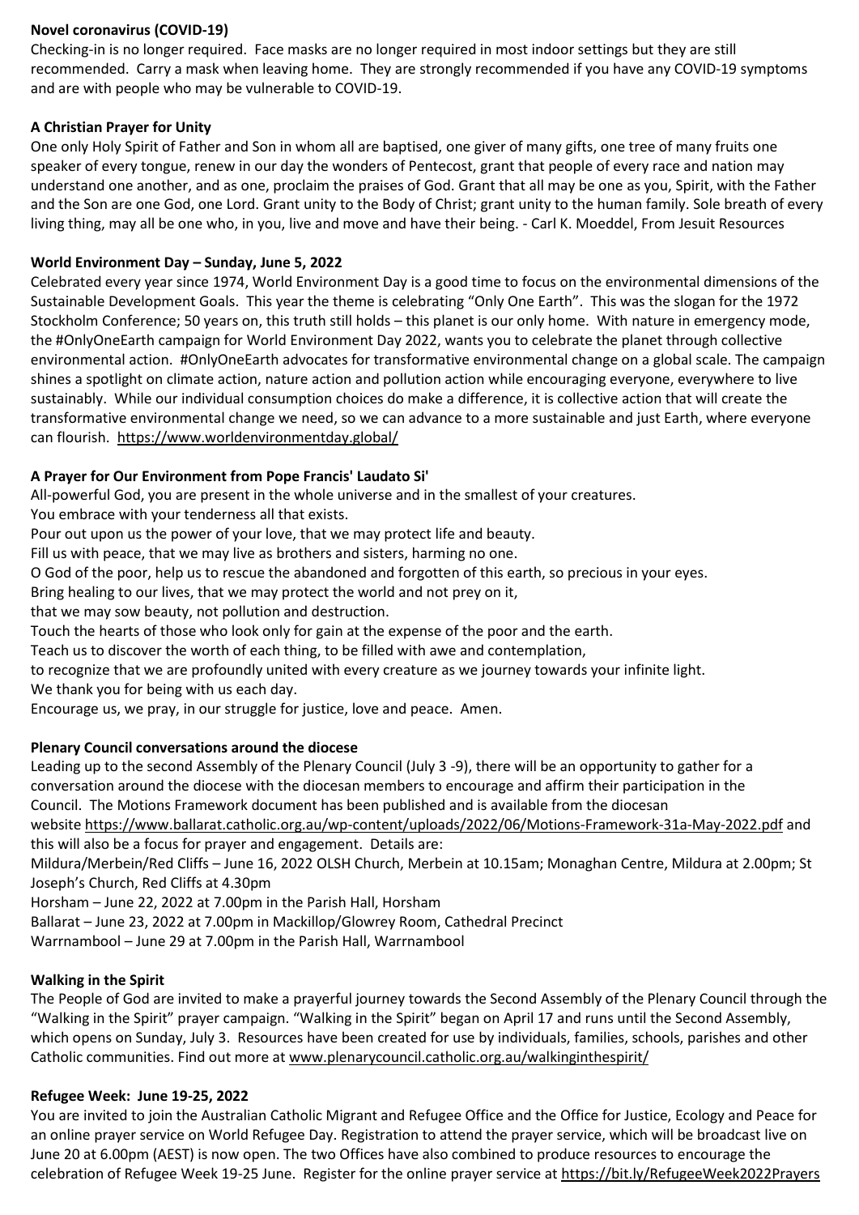**Novel coronavirus (COVID-19)**

Checking-in is no longer required. Face masks are no longer required in most indoor settings but they are still recommended. Carry a mask when leaving home. They are strongly recommended if you have any COVID-19 symptoms and are with people who may be vulnerable to COVID-19.

**A Christian Prayer for Unity**

One only Holy Spirit of Father and Son in whom all are baptised, one giver of many gifts, one tree of many fruits one speaker of every tongue, renew in our day the wonders of Pentecost, grant that people of every race and nation may understand one another, and as one, proclaim the praises of God. Grant that all may be one as you, Spirit, with the Father and the Son are one God, one Lord. Grant unity to the Body of Christ; grant unity to the human family. Sole breath of every living thing, may all be one who, in you, live and move and have their being. - Carl K. Moeddel, From Jesuit Resources

**World Environment Day – Sunday, June 5, 2022**

Celebrated every year since 1974, World Environment Day is a good time to focus on the environmental dimensions of the Sustainable Development Goals. This year the theme is celebrating "Only One Earth". This was the slogan for the 1972 Stockholm Conference; 50 years on, this truth still holds – this planet is our only home. With nature in emergency mode, the #OnlyOneEarth campaign for World Environment Day 2022, wants you to celebrate the planet through collective environmental action. #OnlyOneEarth advocates for transformative environmental change on a global scale. The campaign shines a spotlight on climate action, nature action and pollution action while encouraging everyone, everywhere to live sustainably. While our individual consumption choices do make a difference, it is collective action that will create the transformative environmental change we need, so we can advance to a more sustainable and just Earth, where everyone can flourish. https://www.worldenvironmentday.global/

**A Prayer for Our Environment from Pope Francis' Laudato Si'**

All-powerful God, you are present in the whole universe and in the smallest of your creatures.
You embrace with your tenderness all that exists.
Pour out upon us the power of your love, that we may protect life and beauty.
Fill us with peace, that we may live as brothers and sisters, harming no one.
O God of the poor, help us to rescue the abandoned and forgotten of this earth, so precious in your eyes.
Bring healing to our lives, that we may protect the world and not prey on it,
that we may sow beauty, not pollution and destruction.
Touch the hearts of those who look only for gain at the expense of the poor and the earth.
Teach us to discover the worth of each thing, to be filled with awe and contemplation,
to recognize that we are profoundly united with every creature as we journey towards your infinite light.
We thank you for being with us each day.
Encourage us, we pray, in our struggle for justice, love and peace. Amen.

**Plenary Council conversations around the diocese**

Leading up to the second Assembly of the Plenary Council (July 3 -9), there will be an opportunity to gather for a conversation around the diocese with the diocesan members to encourage and affirm their participation in the Council. The Motions Framework document has been published and is available from the diocesan website https://www.ballarat.catholic.org.au/wp-content/uploads/2022/06/Motions-Framework-31a-May-2022.pdf and this will also be a focus for prayer and engagement. Details are:

Mildura/Merbein/Red Cliffs – June 16, 2022 OLSH Church, Merbein at 10.15am; Monaghan Centre, Mildura at 2.00pm; St Joseph's Church, Red Cliffs at 4.30pm
Horsham – June 22, 2022 at 7.00pm in the Parish Hall, Horsham
Ballarat – June 23, 2022 at 7.00pm in Mackillop/Glowrey Room, Cathedral Precinct
Warrnambool – June 29 at 7.00pm in the Parish Hall, Warrnambool

**Walking in the Spirit**

The People of God are invited to make a prayerful journey towards the Second Assembly of the Plenary Council through the "Walking in the Spirit" prayer campaign. "Walking in the Spirit" began on April 17 and runs until the Second Assembly, which opens on Sunday, July 3. Resources have been created for use by individuals, families, schools, parishes and other Catholic communities. Find out more at www.plenarycouncil.catholic.org.au/walkinginthespirit/

**Refugee Week: June 19-25, 2022**

You are invited to join the Australian Catholic Migrant and Refugee Office and the Office for Justice, Ecology and Peace for an online prayer service on World Refugee Day. Registration to attend the prayer service, which will be broadcast live on June 20 at 6.00pm (AEST) is now open. The two Offices have also combined to produce resources to encourage the celebration of Refugee Week 19-25 June. Register for the online prayer service at https://bit.ly/RefugeeWeek2022Prayers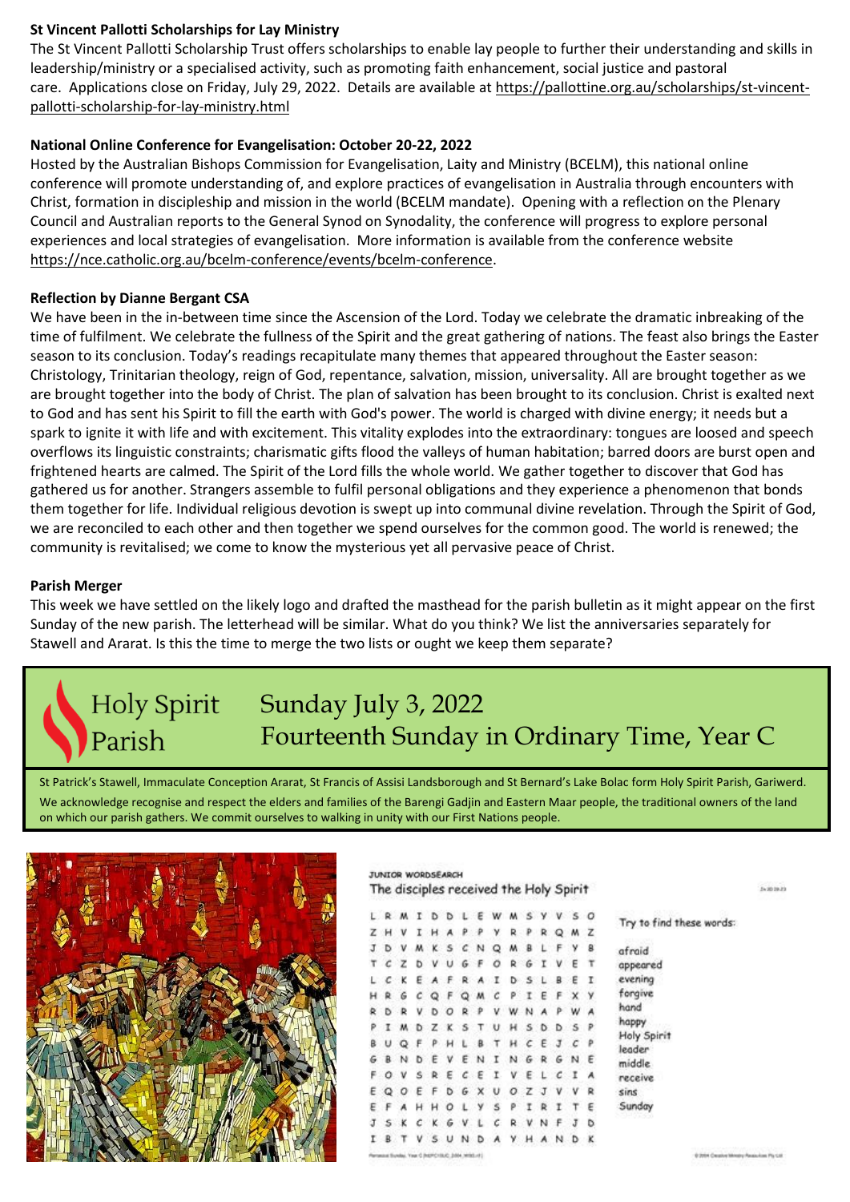**St Vincent Pallotti Scholarships for Lay Ministry**

The St Vincent Pallotti Scholarship Trust offers scholarships to enable lay people to further their understanding and skills in leadership/ministry or a specialised activity, such as promoting faith enhancement, social justice and pastoral care. Applications close on Friday, July 29, 2022. Details are available at https://pallottine.org.au/scholarships/st-vincent-pallotti-scholarship-for-lay-ministry.html

**National Online Conference for Evangelisation: October 20-22, 2022**

Hosted by the Australian Bishops Commission for Evangelisation, Laity and Ministry (BCELM), this national online conference will promote understanding of, and explore practices of evangelisation in Australia through encounters with Christ, formation in discipleship and mission in the world (BCELM mandate). Opening with a reflection on the Plenary Council and Australian reports to the General Synod on Synodality, the conference will progress to explore personal experiences and local strategies of evangelisation. More information is available from the conference website https://nce.catholic.org.au/bcelm-conference/events/bcelm-conference.

**Reflection by Dianne Bergant CSA**

We have been in the in-between time since the Ascension of the Lord. Today we celebrate the dramatic inbreaking of the time of fulfilment. We celebrate the fullness of the Spirit and the great gathering of nations. The feast also brings the Easter season to its conclusion. Today's readings recapitulate many themes that appeared throughout the Easter season: Christology, Trinitarian theology, reign of God, repentance, salvation, mission, universality. All are brought together as we are brought together into the body of Christ. The plan of salvation has been brought to its conclusion. Christ is exalted next to God and has sent his Spirit to fill the earth with God's power. The world is charged with divine energy; it needs but a spark to ignite it with life and with excitement. This vitality explodes into the extraordinary: tongues are loosed and speech overflows its linguistic constraints; charismatic gifts flood the valleys of human habitation; barred doors are burst open and frightened hearts are calmed. The Spirit of the Lord fills the whole world. We gather together to discover that God has gathered us for another. Strangers assemble to fulfil personal obligations and they experience a phenomenon that bonds them together for life. Individual religious devotion is swept up into communal divine revelation. Through the Spirit of God, we are reconciled to each other and then together we spend ourselves for the common good. The world is renewed; the community is revitalised; we come to know the mysterious yet all pervasive peace of Christ.

**Parish Merger**

This week we have settled on the likely logo and drafted the masthead for the parish bulletin as it might appear on the first Sunday of the new parish. The letterhead will be similar. What do you think? We list the anniversaries separately for Stawell and Ararat. Is this the time to merge the two lists or ought we keep them separate?

Holy Spirit Parish

Sunday July 3, 2022
Fourteenth Sunday in Ordinary Time, Year C

St Patrick's Stawell, Immaculate Conception Ararat, St Francis of Assisi Landsborough and St Bernard's Lake Bolac form Holy Spirit Parish, Gariwerd.

We acknowledge recognise and respect the elders and families of the Barengi Gadjin and Eastern Maar people, the traditional owners of the land on which our parish gathers. We commit ourselves to walking in unity with our First Nations people.

JUNIOR WORDSEARCH

The disciples received the Holy Spirit

```
L R M I D D L E W M S Y V S O
Z H V I H A P P Y R P R Q M Z
J D V M K S C N Q M B L F Y B
T C Z D V U G F O R G I V E T
L C K E A F R A I D S L B E I
H R G C Q F Q M C P I E F X Y
R D R V D O R P V W N A P W A
P I M D Z K S T U H S D D S P
B U Q F P H L B T H C E J C P
G B N D E V E N I N G R G N E
F O V S R E C E I V E L C I A
E Q O E F D G X U O Z J V V R
E F A H H O L Y S P I R I T E
J S K C K G V L C R V N F J D
I B T V S U N D A Y H A N D K
```

Try to find these words:

- afraid
- appeared
- evening
- forgive
- hand
- happy
- Holy Spirit
- leader
- middle
- receive
- sins
- Sunday